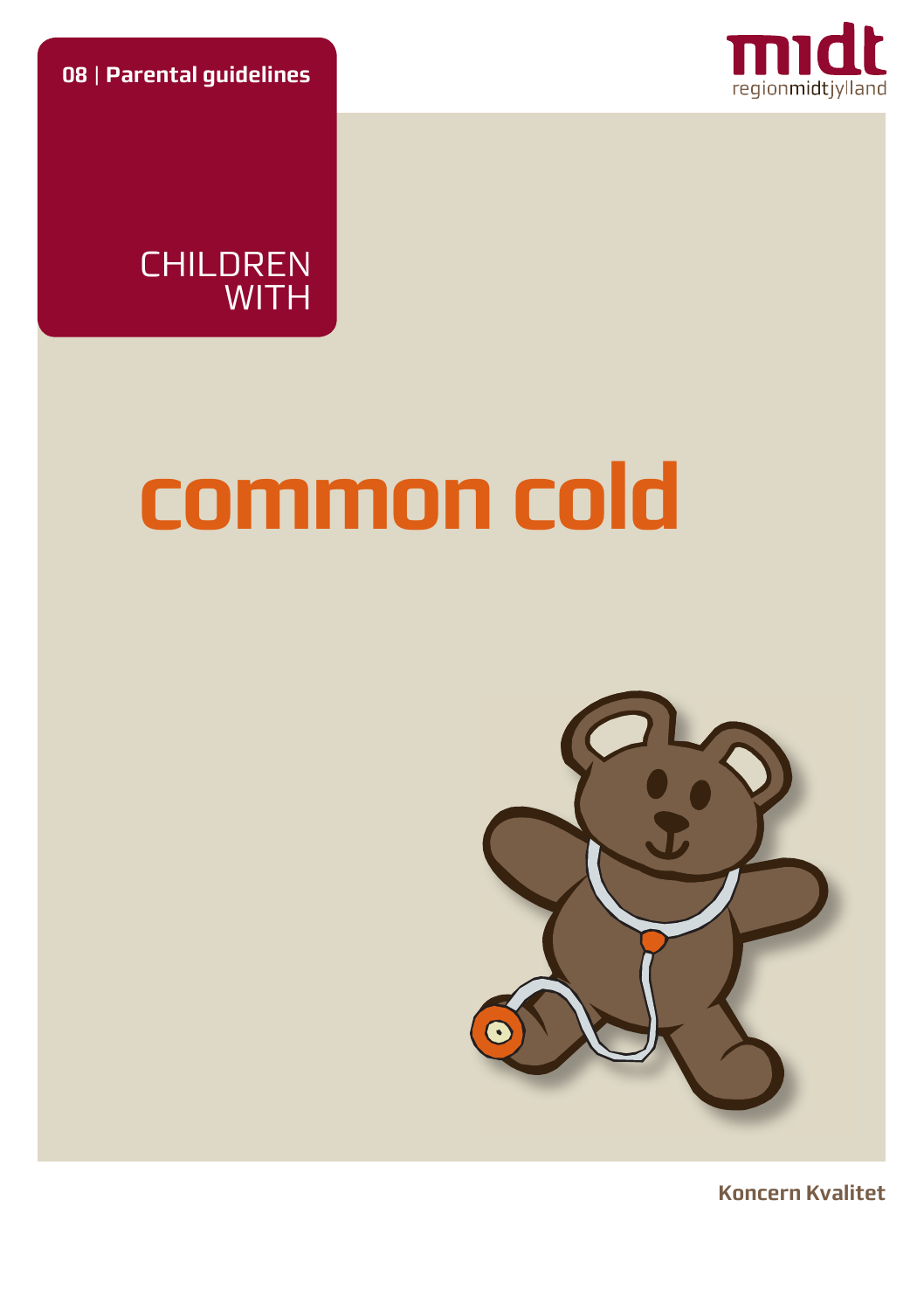**08 | Parental guidelines**

midt
regionmidtjylland

CHILDREN WITH

# common cold

Koncern Kvalitet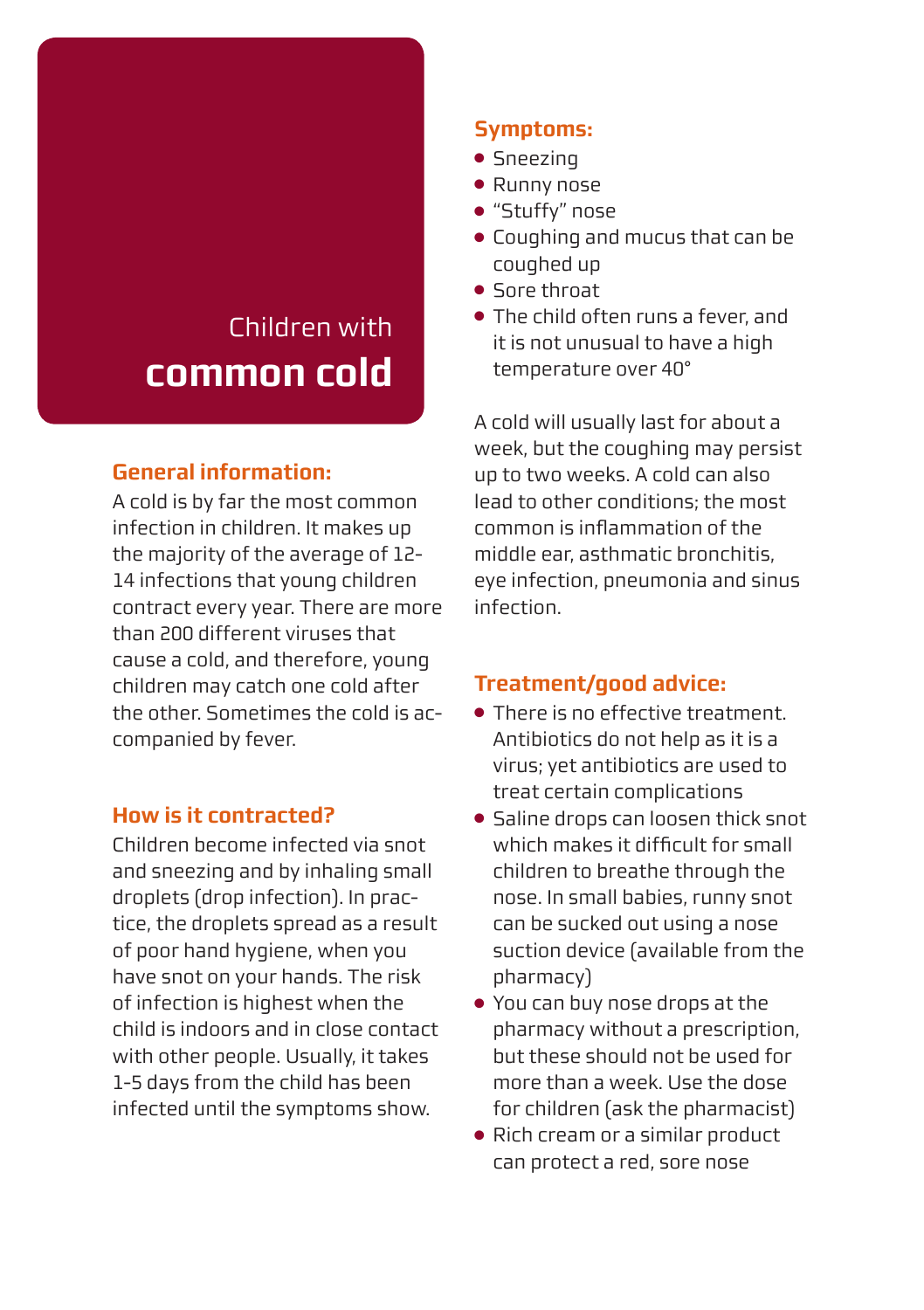# Children with **common cold**

## General information:

A cold is by far the most common infection in children. It makes up the majority of the average of 12-14 infections that young children contract every year. There are more than 200 different viruses that cause a cold, and therefore, young children may catch one cold after the other. Sometimes the cold is accompanied by fever.

## How is it contracted?

Children become infected via snot and sneezing and by inhaling small droplets (drop infection). In practice, the droplets spread as a result of poor hand hygiene, when you have snot on your hands. The risk of infection is highest when the child is indoors and in close contact with other people. Usually, it takes 1-5 days from the child has been infected until the symptoms show.

## Symptoms:

- Sneezing
- Runny nose
- "Stuffy" nose
- Coughing and mucus that can be coughed up
- Sore throat
- The child often runs a fever, and it is not unusual to have a high temperature over 40°

A cold will usually last for about a week, but the coughing may persist up to two weeks. A cold can also lead to other conditions; the most common is inflammation of the middle ear, asthmatic bronchitis, eye infection, pneumonia and sinus infection.

## Treatment/good advice:

- There is no effective treatment. Antibiotics do not help as it is a virus; yet antibiotics are used to treat certain complications
- Saline drops can loosen thick snot which makes it difficult for small children to breathe through the nose. In small babies, runny snot can be sucked out using a nose suction device (available from the pharmacy)
- You can buy nose drops at the pharmacy without a prescription, but these should not be used for more than a week. Use the dose for children (ask the pharmacist)
- Rich cream or a similar product can protect a red, sore nose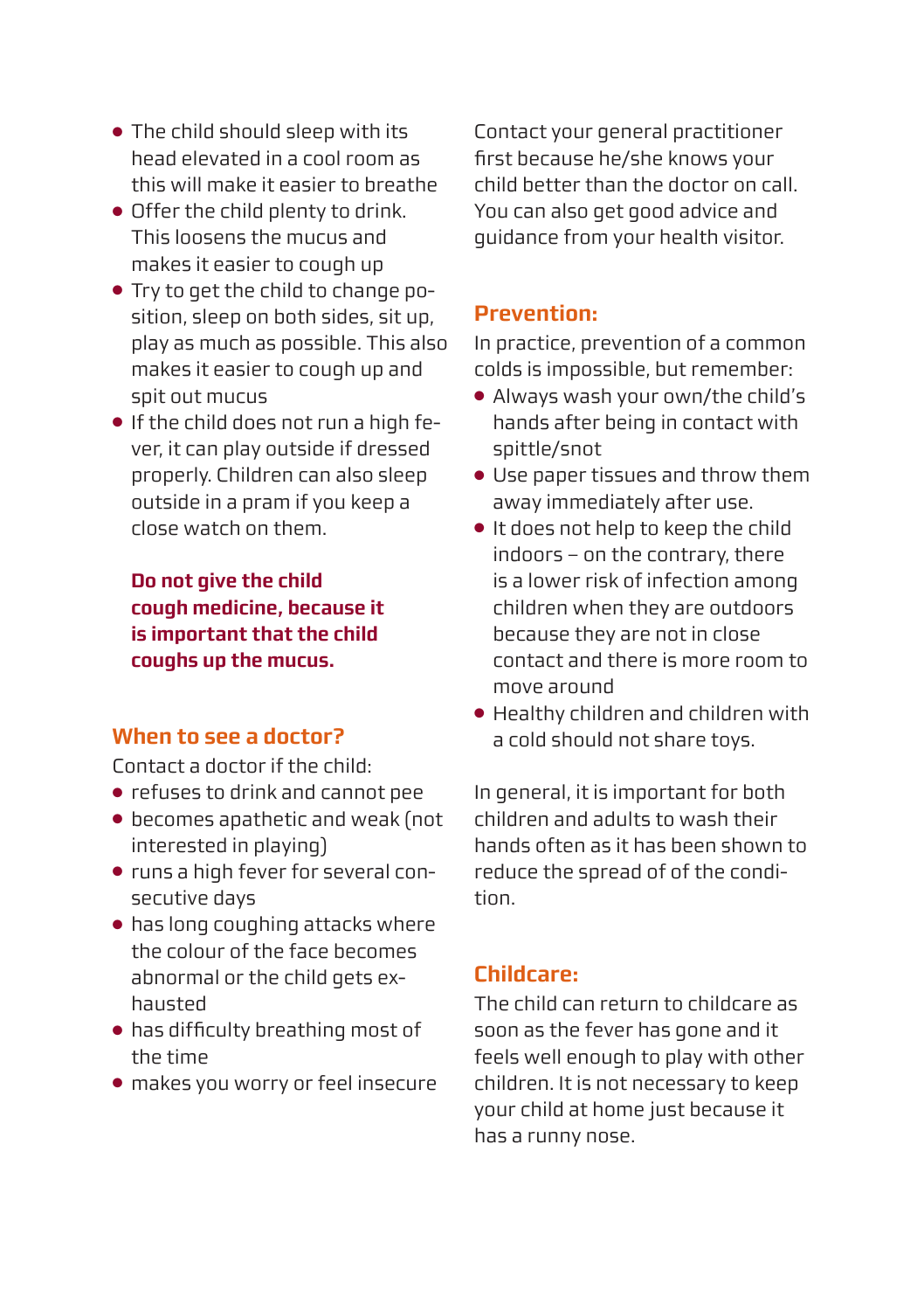- The child should sleep with its head elevated in a cool room as this will make it easier to breathe
- Offer the child plenty to drink. This loosens the mucus and makes it easier to cough up
- Try to get the child to change position, sleep on both sides, sit up, play as much as possible. This also makes it easier to cough up and spit out mucus
- If the child does not run a high fever, it can play outside if dressed properly. Children can also sleep outside in a pram if you keep a close watch on them.

**Do not give the child cough medicine, because it is important that the child coughs up the mucus.**

## When to see a doctor?

Contact a doctor if the child:

- refuses to drink and cannot pee
- becomes apathetic and weak (not interested in playing)
- runs a high fever for several consecutive days
- has long coughing attacks where the colour of the face becomes abnormal or the child gets exhausted
- has difficulty breathing most of the time
- makes you worry or feel insecure

Contact your general practitioner first because he/she knows your child better than the doctor on call. You can also get good advice and guidance from your health visitor.

## Prevention:

In practice, prevention of a common colds is impossible, but remember:

- Always wash your own/the child's hands after being in contact with spittle/snot
- Use paper tissues and throw them away immediately after use.
- It does not help to keep the child indoors – on the contrary, there is a lower risk of infection among children when they are outdoors because they are not in close contact and there is more room to move around
- Healthy children and children with a cold should not share toys.

In general, it is important for both children and adults to wash their hands often as it has been shown to reduce the spread of of the condition.

## Childcare:

The child can return to childcare as soon as the fever has gone and it feels well enough to play with other children. It is not necessary to keep your child at home just because it has a runny nose.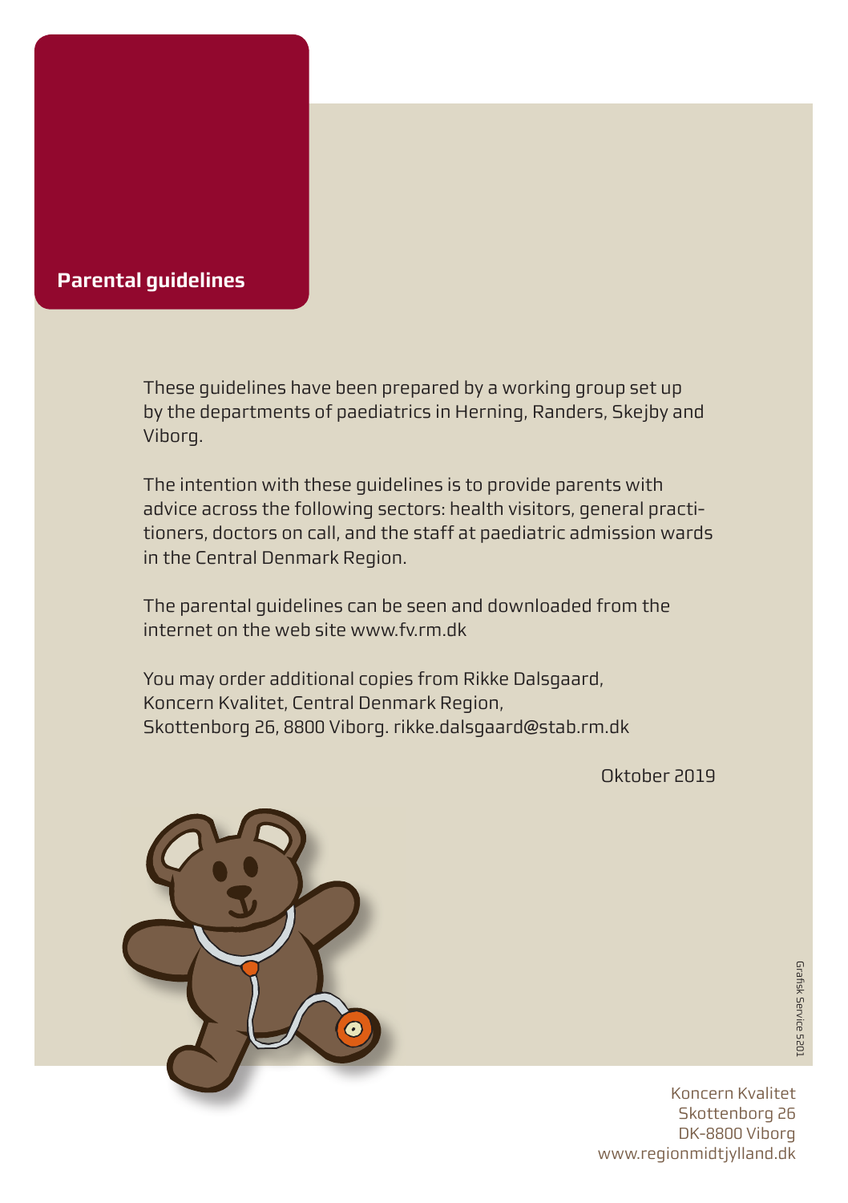## Parental guidelines

These guidelines have been prepared by a working group set up by the departments of paediatrics in Herning, Randers, Skejby and Viborg.

The intention with these guidelines is to provide parents with advice across the following sectors: health visitors, general practitioners, doctors on call, and the staff at paediatric admission wards in the Central Denmark Region.

The parental guidelines can be seen and downloaded from the internet on the web site www.fv.rm.dk

You may order additional copies from Rikke Dalsgaard,
Koncern Kvalitet, Central Denmark Region,
Skottenborg 26, 8800 Viborg. rikke.dalsgaard@stab.rm.dk

Oktober 2019

Grafisk Service 5201

Koncern Kvalitet
Skottenborg 26
DK-8800 Viborg
www.regionmidtjylland.dk